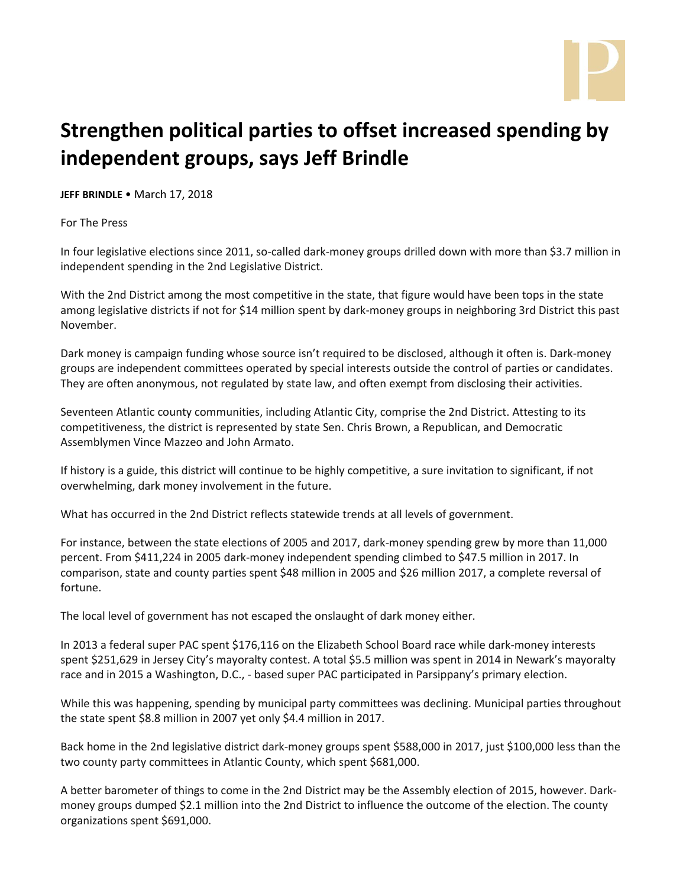# Strengthen political parties to offset increased spending by independent groups, says Jeff Brindle

**JEFF BRINDLE** • March 17, 2018

For The Press

In four legislative elections since 2011, so-called dark-money groups drilled down with more than $3.7 million in independent spending in the 2nd Legislative District.

With the 2nd District among the most competitive in the state, that figure would have been tops in the state among legislative districts if not for $14 million spent by dark-money groups in neighboring 3rd District this past November.

Dark money is campaign funding whose source isn't required to be disclosed, although it often is. Dark-money groups are independent committees operated by special interests outside the control of parties or candidates. They are often anonymous, not regulated by state law, and often exempt from disclosing their activities.

Seventeen Atlantic county communities, including Atlantic City, comprise the 2nd District. Attesting to its competitiveness, the district is represented by state Sen. Chris Brown, a Republican, and Democratic Assemblymen Vince Mazzeo and John Armato.

If history is a guide, this district will continue to be highly competitive, a sure invitation to significant, if not overwhelming, dark money involvement in the future.

What has occurred in the 2nd District reflects statewide trends at all levels of government.

For instance, between the state elections of 2005 and 2017, dark-money spending grew by more than 11,000 percent. From $411,224 in 2005 dark-money independent spending climbed to $47.5 million in 2017. In comparison, state and county parties spent $48 million in 2005 and $26 million 2017, a complete reversal of fortune.

The local level of government has not escaped the onslaught of dark money either.

In 2013 a federal super PAC spent $176,116 on the Elizabeth School Board race while dark-money interests spent $251,629 in Jersey City's mayoralty contest. A total $5.5 million was spent in 2014 in Newark's mayoralty race and in 2015 a Washington, D.C., - based super PAC participated in Parsippany's primary election.

While this was happening, spending by municipal party committees was declining. Municipal parties throughout the state spent $8.8 million in 2007 yet only $4.4 million in 2017.

Back home in the 2nd legislative district dark-money groups spent $588,000 in 2017, just $100,000 less than the two county party committees in Atlantic County, which spent $681,000.

A better barometer of things to come in the 2nd District may be the Assembly election of 2015, however. Dark-money groups dumped $2.1 million into the 2nd District to influence the outcome of the election. The county organizations spent $691,000.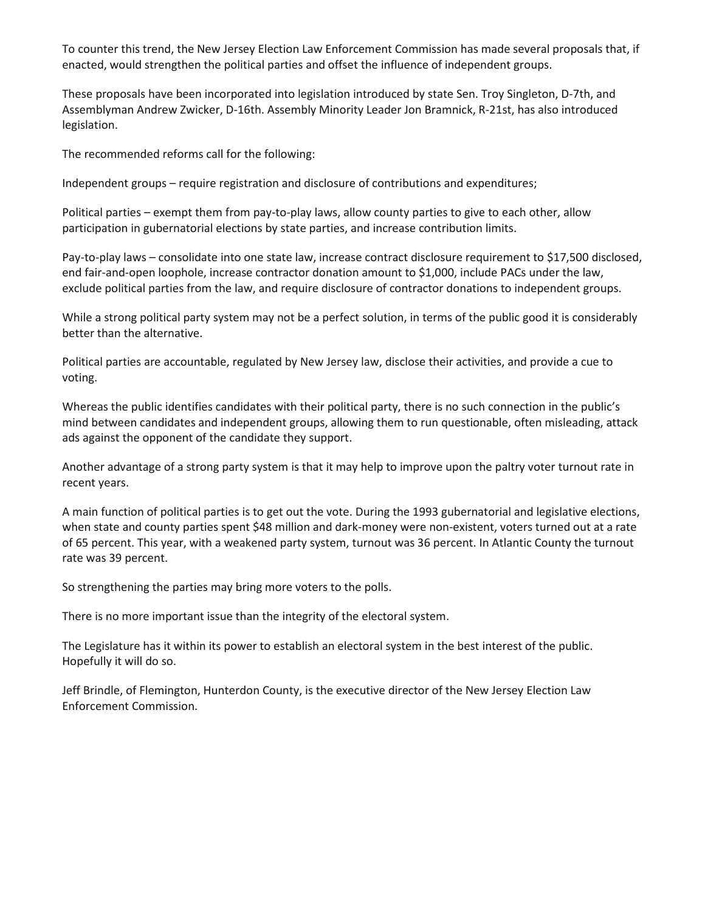To counter this trend, the New Jersey Election Law Enforcement Commission has made several proposals that, if enacted, would strengthen the political parties and offset the influence of independent groups.

These proposals have been incorporated into legislation introduced by state Sen. Troy Singleton, D-7th, and Assemblyman Andrew Zwicker, D-16th. Assembly Minority Leader Jon Bramnick, R-21st, has also introduced legislation.

The recommended reforms call for the following:

Independent groups – require registration and disclosure of contributions and expenditures;

Political parties – exempt them from pay-to-play laws, allow county parties to give to each other, allow participation in gubernatorial elections by state parties, and increase contribution limits.

Pay-to-play laws – consolidate into one state law, increase contract disclosure requirement to $17,500 disclosed, end fair-and-open loophole, increase contractor donation amount to $1,000, include PACs under the law, exclude political parties from the law, and require disclosure of contractor donations to independent groups.

While a strong political party system may not be a perfect solution, in terms of the public good it is considerably better than the alternative.

Political parties are accountable, regulated by New Jersey law, disclose their activities, and provide a cue to voting.

Whereas the public identifies candidates with their political party, there is no such connection in the public's mind between candidates and independent groups, allowing them to run questionable, often misleading, attack ads against the opponent of the candidate they support.

Another advantage of a strong party system is that it may help to improve upon the paltry voter turnout rate in recent years.

A main function of political parties is to get out the vote. During the 1993 gubernatorial and legislative elections, when state and county parties spent $48 million and dark-money were non-existent, voters turned out at a rate of 65 percent. This year, with a weakened party system, turnout was 36 percent. In Atlantic County the turnout rate was 39 percent.

So strengthening the parties may bring more voters to the polls.

There is no more important issue than the integrity of the electoral system.

The Legislature has it within its power to establish an electoral system in the best interest of the public. Hopefully it will do so.

Jeff Brindle, of Flemington, Hunterdon County, is the executive director of the New Jersey Election Law Enforcement Commission.